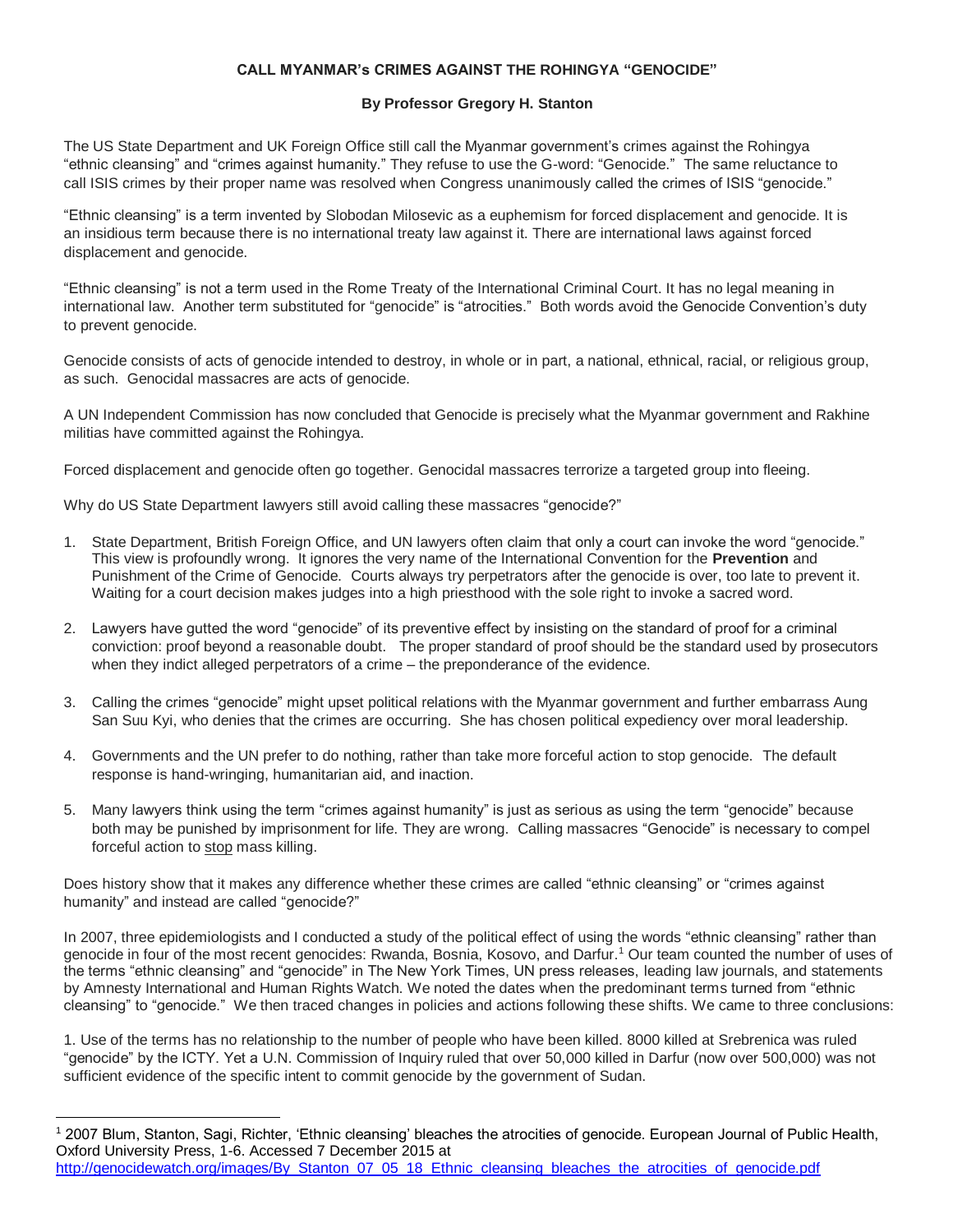**CALL MYANMAR's CRIMES AGAINST THE ROHINGYA "GENOCIDE"**

**By Professor Gregory H. Stanton**

The US State Department and UK Foreign Office still call the Myanmar government's crimes against the Rohingya "ethnic cleansing" and "crimes against humanity." They refuse to use the G-word: "Genocide." The same reluctance to call ISIS crimes by their proper name was resolved when Congress unanimously called the crimes of ISIS "genocide."

"Ethnic cleansing" is a term invented by Slobodan Milosevic as a euphemism for forced displacement and genocide. It is an insidious term because there is no international treaty law against it. There are international laws against forced displacement and genocide.

"Ethnic cleansing" is not a term used in the Rome Treaty of the International Criminal Court. It has no legal meaning in international law. Another term substituted for "genocide" is "atrocities." Both words avoid the Genocide Convention's duty to prevent genocide.

Genocide consists of acts of genocide intended to destroy, in whole or in part, a national, ethnical, racial, or religious group, as such. Genocidal massacres are acts of genocide.

A UN Independent Commission has now concluded that Genocide is precisely what the Myanmar government and Rakhine militias have committed against the Rohingya.

Forced displacement and genocide often go together. Genocidal massacres terrorize a targeted group into fleeing.

Why do US State Department lawyers still avoid calling these massacres "genocide?"

1. State Department, British Foreign Office, and UN lawyers often claim that only a court can invoke the word "genocide." This view is profoundly wrong. It ignores the very name of the International Convention for the **Prevention** and Punishment of the Crime of Genocide. Courts always try perpetrators after the genocide is over, too late to prevent it. Waiting for a court decision makes judges into a high priesthood with the sole right to invoke a sacred word.

2. Lawyers have gutted the word "genocide" of its preventive effect by insisting on the standard of proof for a criminal conviction: proof beyond a reasonable doubt. The proper standard of proof should be the standard used by prosecutors when they indict alleged perpetrators of a crime – the preponderance of the evidence.

3. Calling the crimes "genocide" might upset political relations with the Myanmar government and further embarrass Aung San Suu Kyi, who denies that the crimes are occurring. She has chosen political expediency over moral leadership.

4. Governments and the UN prefer to do nothing, rather than take more forceful action to stop genocide. The default response is hand-wringing, humanitarian aid, and inaction.

5. Many lawyers think using the term "crimes against humanity" is just as serious as using the term "genocide" because both may be punished by imprisonment for life. They are wrong. Calling massacres "Genocide" is necessary to compel forceful action to <u>stop</u> mass killing.

Does history show that it makes any difference whether these crimes are called "ethnic cleansing" or "crimes against humanity" and instead are called "genocide?"

In 2007, three epidemiologists and I conducted a study of the political effect of using the words "ethnic cleansing" rather than genocide in four of the most recent genocides: Rwanda, Bosnia, Kosovo, and Darfur.[1] Our team counted the number of uses of the terms "ethnic cleansing" and "genocide" in The New York Times, UN press releases, leading law journals, and statements by Amnesty International and Human Rights Watch. We noted the dates when the predominant terms turned from "ethnic cleansing" to "genocide." We then traced changes in policies and actions following these shifts. We came to three conclusions:

1. Use of the terms has no relationship to the number of people who have been killed. 8000 killed at Srebrenica was ruled "genocide" by the ICTY. Yet a U.N. Commission of Inquiry ruled that over 50,000 killed in Darfur (now over 500,000) was not sufficient evidence of the specific intent to commit genocide by the government of Sudan.

---

[1] 2007 Blum, Stanton, Sagi, Richter, 'Ethnic cleansing' bleaches the atrocities of genocide. European Journal of Public Health, Oxford University Press, 1-6. Accessed 7 December 2015 at http://genocidewatch.org/images/By_Stanton_07_05_18_Ethnic_cleansing_bleaches_the_atrocities_of_genocide.pdf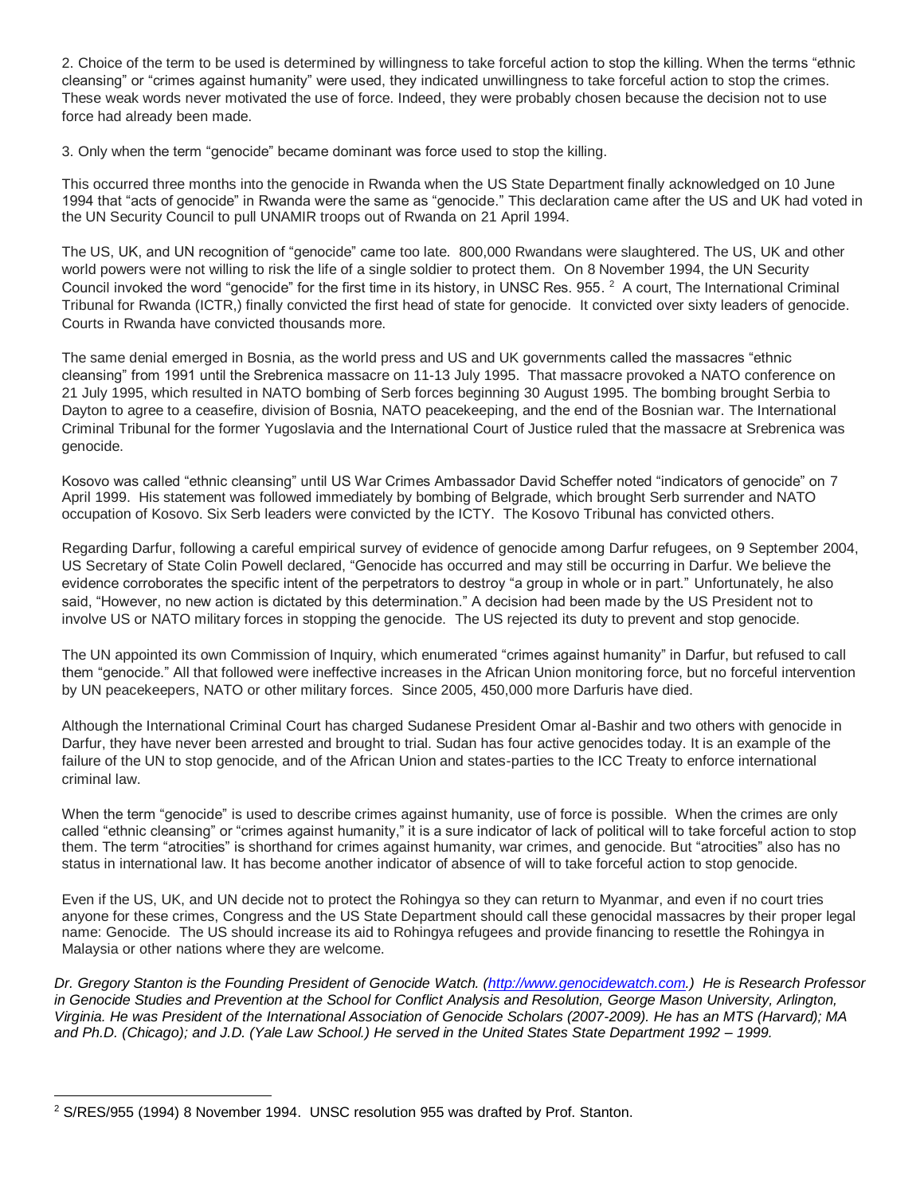2. Choice of the term to be used is determined by willingness to take forceful action to stop the killing. When the terms "ethnic cleansing" or "crimes against humanity" were used, they indicated unwillingness to take forceful action to stop the crimes. These weak words never motivated the use of force. Indeed, they were probably chosen because the decision not to use force had already been made.

3. Only when the term "genocide" became dominant was force used to stop the killing.

This occurred three months into the genocide in Rwanda when the US State Department finally acknowledged on 10 June 1994 that "acts of genocide" in Rwanda were the same as "genocide." This declaration came after the US and UK had voted in the UN Security Council to pull UNAMIR troops out of Rwanda on 21 April 1994.

The US, UK, and UN recognition of "genocide" came too late. 800,000 Rwandans were slaughtered. The US, UK and other world powers were not willing to risk the life of a single soldier to protect them. On 8 November 1994, the UN Security Council invoked the word "genocide" for the first time in its history, in UNSC Res. 955. [2] A court, The International Criminal Tribunal for Rwanda (ICTR,) finally convicted the first head of state for genocide. It convicted over sixty leaders of genocide. Courts in Rwanda have convicted thousands more.

The same denial emerged in Bosnia, as the world press and US and UK governments called the massacres "ethnic cleansing" from 1991 until the Srebrenica massacre on 11-13 July 1995. That massacre provoked a NATO conference on 21 July 1995, which resulted in NATO bombing of Serb forces beginning 30 August 1995. The bombing brought Serbia to Dayton to agree to a ceasefire, division of Bosnia, NATO peacekeeping, and the end of the Bosnian war. The International Criminal Tribunal for the former Yugoslavia and the International Court of Justice ruled that the massacre at Srebrenica was genocide.

Kosovo was called "ethnic cleansing" until US War Crimes Ambassador David Scheffer noted "indicators of genocide" on 7 April 1999. His statement was followed immediately by bombing of Belgrade, which brought Serb surrender and NATO occupation of Kosovo. Six Serb leaders were convicted by the ICTY. The Kosovo Tribunal has convicted others.

Regarding Darfur, following a careful empirical survey of evidence of genocide among Darfur refugees, on 9 September 2004, US Secretary of State Colin Powell declared, "Genocide has occurred and may still be occurring in Darfur. We believe the evidence corroborates the specific intent of the perpetrators to destroy "a group in whole or in part." Unfortunately, he also said, "However, no new action is dictated by this determination." A decision had been made by the US President not to involve US or NATO military forces in stopping the genocide. The US rejected its duty to prevent and stop genocide.

The UN appointed its own Commission of Inquiry, which enumerated "crimes against humanity" in Darfur, but refused to call them "genocide." All that followed were ineffective increases in the African Union monitoring force, but no forceful intervention by UN peacekeepers, NATO or other military forces. Since 2005, 450,000 more Darfuris have died.

Although the International Criminal Court has charged Sudanese President Omar al-Bashir and two others with genocide in Darfur, they have never been arrested and brought to trial. Sudan has four active genocides today. It is an example of the failure of the UN to stop genocide, and of the African Union and states-parties to the ICC Treaty to enforce international criminal law.

When the term "genocide" is used to describe crimes against humanity, use of force is possible. When the crimes are only called "ethnic cleansing" or "crimes against humanity," it is a sure indicator of lack of political will to take forceful action to stop them. The term "atrocities" is shorthand for crimes against humanity, war crimes, and genocide. But "atrocities" also has no status in international law. It has become another indicator of absence of will to take forceful action to stop genocide.

Even if the US, UK, and UN decide not to protect the Rohingya so they can return to Myanmar, and even if no court tries anyone for these crimes, Congress and the US State Department should call these genocidal massacres by their proper legal name: Genocide. The US should increase its aid to Rohingya refugees and provide financing to resettle the Rohingya in Malaysia or other nations where they are welcome.

*Dr. Gregory Stanton is the Founding President of Genocide Watch. (http://www.genocidewatch.com.) He is Research Professor in Genocide Studies and Prevention at the School for Conflict Analysis and Resolution, George Mason University, Arlington, Virginia. He was President of the International Association of Genocide Scholars (2007-2009). He has an MTS (Harvard); MA and Ph.D. (Chicago); and J.D. (Yale Law School.) He served in the United States State Department 1992 – 1999.*

[2] S/RES/955 (1994) 8 November 1994. UNSC resolution 955 was drafted by Prof. Stanton.